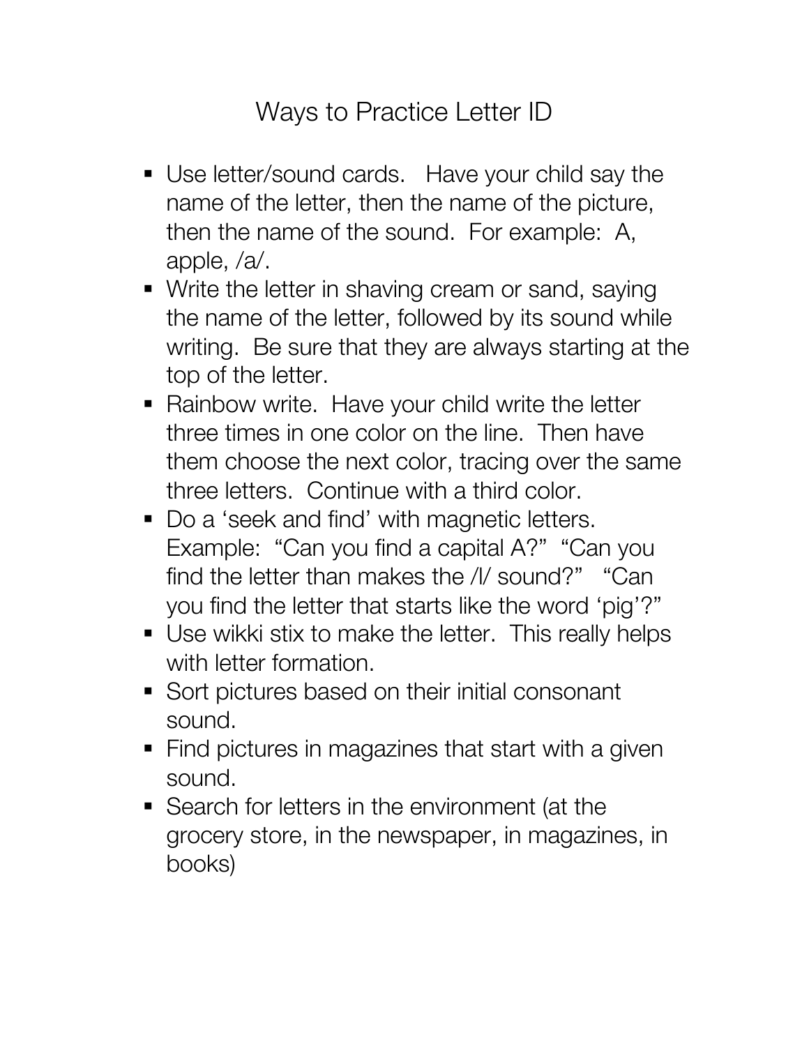# Ways to Practice Letter ID

- Use letter/sound cards. Have your child say the name of the letter, then the name of the picture, then the name of the sound. For example: A, apple, /a/.
- Write the letter in shaving cream or sand, saying the name of the letter, followed by its sound while writing. Be sure that they are always starting at the top of the letter.
- Rainbow write. Have your child write the letter three times in one color on the line. Then have them choose the next color, tracing over the same three letters. Continue with a third color.
- Do a 'seek and find' with magnetic letters. Example: "Can you find a capital A?" "Can you find the letter than makes the /l/ sound?" "Can you find the letter that starts like the word 'pig'?"
- Use wikki stix to make the letter. This really helps with letter formation.
- Sort pictures based on their initial consonant sound.
- Find pictures in magazines that start with a given sound.
- Search for letters in the environment (at the grocery store, in the newspaper, in magazines, in books)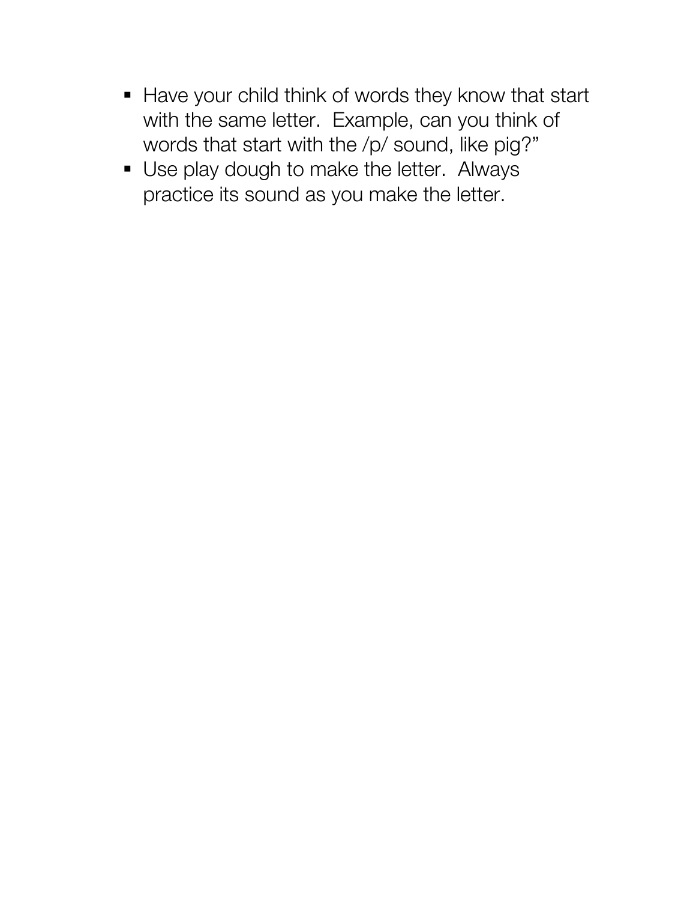- Have your child think of words they know that start with the same letter. Example, can you think of words that start with the /p/ sound, like pig?"
- Use play dough to make the letter. Always practice its sound as you make the letter.